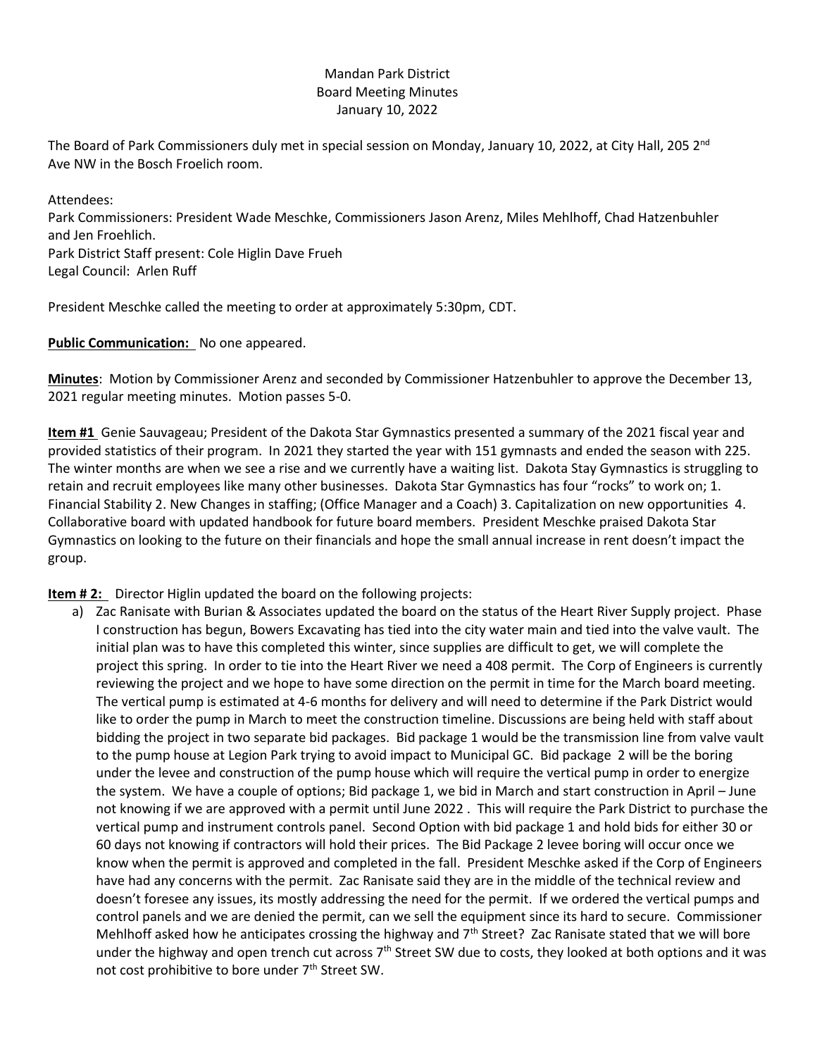Mandan Park District
Board Meeting Minutes
January 10, 2022

The Board of Park Commissioners duly met in special session on Monday, January 10, 2022, at City Hall, 205 2nd Ave NW in the Bosch Froelich room.

Attendees:
Park Commissioners: President Wade Meschke, Commissioners Jason Arenz, Miles Mehlhoff, Chad Hatzenbuhler and Jen Froehlich.
Park District Staff present: Cole Higlin Dave Frueh
Legal Council: Arlen Ruff

President Meschke called the meeting to order at approximately 5:30pm, CDT.

**Public Communication:** No one appeared.

**Minutes**: Motion by Commissioner Arenz and seconded by Commissioner Hatzenbuhler to approve the December 13, 2021 regular meeting minutes. Motion passes 5-0.

**Item #1** Genie Sauvageau; President of the Dakota Star Gymnastics presented a summary of the 2021 fiscal year and provided statistics of their program. In 2021 they started the year with 151 gymnasts and ended the season with 225. The winter months are when we see a rise and we currently have a waiting list. Dakota Stay Gymnastics is struggling to retain and recruit employees like many other businesses. Dakota Star Gymnastics has four "rocks" to work on; 1. Financial Stability 2. New Changes in staffing; (Office Manager and a Coach) 3. Capitalization on new opportunities 4. Collaborative board with updated handbook for future board members. President Meschke praised Dakota Star Gymnastics on looking to the future on their financials and hope the small annual increase in rent doesn't impact the group.

**Item # 2:** Director Higlin updated the board on the following projects:

a) Zac Ranisate with Burian & Associates updated the board on the status of the Heart River Supply project. Phase I construction has begun, Bowers Excavating has tied into the city water main and tied into the valve vault. The initial plan was to have this completed this winter, since supplies are difficult to get, we will complete the project this spring. In order to tie into the Heart River we need a 408 permit. The Corp of Engineers is currently reviewing the project and we hope to have some direction on the permit in time for the March board meeting. The vertical pump is estimated at 4-6 months for delivery and will need to determine if the Park District would like to order the pump in March to meet the construction timeline. Discussions are being held with staff about bidding the project in two separate bid packages. Bid package 1 would be the transmission line from valve vault to the pump house at Legion Park trying to avoid impact to Municipal GC. Bid package 2 will be the boring under the levee and construction of the pump house which will require the vertical pump in order to energize the system. We have a couple of options; Bid package 1, we bid in March and start construction in April – June not knowing if we are approved with a permit until June 2022 . This will require the Park District to purchase the vertical pump and instrument controls panel. Second Option with bid package 1 and hold bids for either 30 or 60 days not knowing if contractors will hold their prices. The Bid Package 2 levee boring will occur once we know when the permit is approved and completed in the fall. President Meschke asked if the Corp of Engineers have had any concerns with the permit. Zac Ranisate said they are in the middle of the technical review and doesn't foresee any issues, its mostly addressing the need for the permit. If we ordered the vertical pumps and control panels and we are denied the permit, can we sell the equipment since its hard to secure. Commissioner Mehlhoff asked how he anticipates crossing the highway and 7th Street? Zac Ranisate stated that we will bore under the highway and open trench cut across 7th Street SW due to costs, they looked at both options and it was not cost prohibitive to bore under 7th Street SW.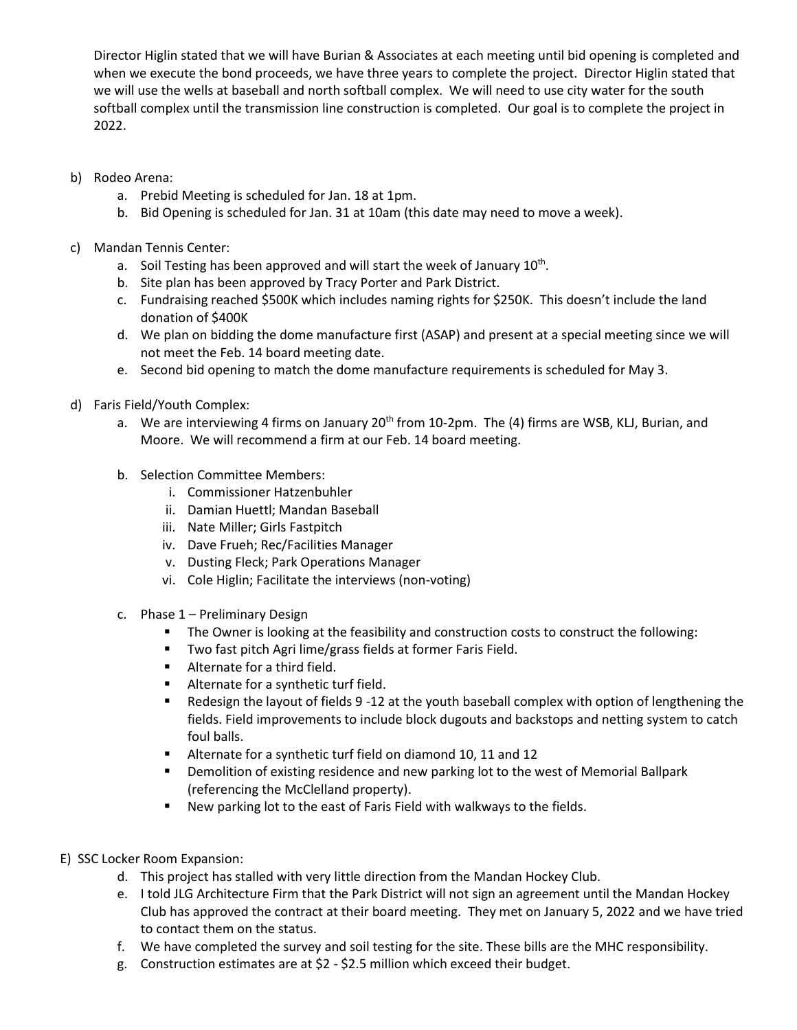Director Higlin stated that we will have Burian & Associates at each meeting until bid opening is completed and when we execute the bond proceeds, we have three years to complete the project. Director Higlin stated that we will use the wells at baseball and north softball complex. We will need to use city water for the south softball complex until the transmission line construction is completed. Our goal is to complete the project in 2022.

b) Rodeo Arena:
   a. Prebid Meeting is scheduled for Jan. 18 at 1pm.
   b. Bid Opening is scheduled for Jan. 31 at 10am (this date may need to move a week).

c) Mandan Tennis Center:
   a. Soil Testing has been approved and will start the week of January 10th.
   b. Site plan has been approved by Tracy Porter and Park District.
   c. Fundraising reached $500K which includes naming rights for $250K. This doesn't include the land donation of $400K
   d. We plan on bidding the dome manufacture first (ASAP) and present at a special meeting since we will not meet the Feb. 14 board meeting date.
   e. Second bid opening to match the dome manufacture requirements is scheduled for May 3.

d) Faris Field/Youth Complex:
   a. We are interviewing 4 firms on January 20th from 10-2pm. The (4) firms are WSB, KLJ, Burian, and Moore. We will recommend a firm at our Feb. 14 board meeting.

   b. Selection Committee Members:
      i. Commissioner Hatzenbuhler
      ii. Damian Huettl; Mandan Baseball
      iii. Nate Miller; Girls Fastpitch
      iv. Dave Frueh; Rec/Facilities Manager
      v. Dusting Fleck; Park Operations Manager
      vi. Cole Higlin; Facilitate the interviews (non-voting)

   c. Phase 1 – Preliminary Design
      - The Owner is looking at the feasibility and construction costs to construct the following:
      - Two fast pitch Agri lime/grass fields at former Faris Field.
      - Alternate for a third field.
      - Alternate for a synthetic turf field.
      - Redesign the layout of fields 9 -12 at the youth baseball complex with option of lengthening the fields. Field improvements to include block dugouts and backstops and netting system to catch foul balls.
      - Alternate for a synthetic turf field on diamond 10, 11 and 12
      - Demolition of existing residence and new parking lot to the west of Memorial Ballpark (referencing the McClelland property).
      - New parking lot to the east of Faris Field with walkways to the fields.

E) SSC Locker Room Expansion:
   d. This project has stalled with very little direction from the Mandan Hockey Club.
   e. I told JLG Architecture Firm that the Park District will not sign an agreement until the Mandan Hockey Club has approved the contract at their board meeting. They met on January 5, 2022 and we have tried to contact them on the status.
   f. We have completed the survey and soil testing for the site. These bills are the MHC responsibility.
   g. Construction estimates are at $2 - $2.5 million which exceed their budget.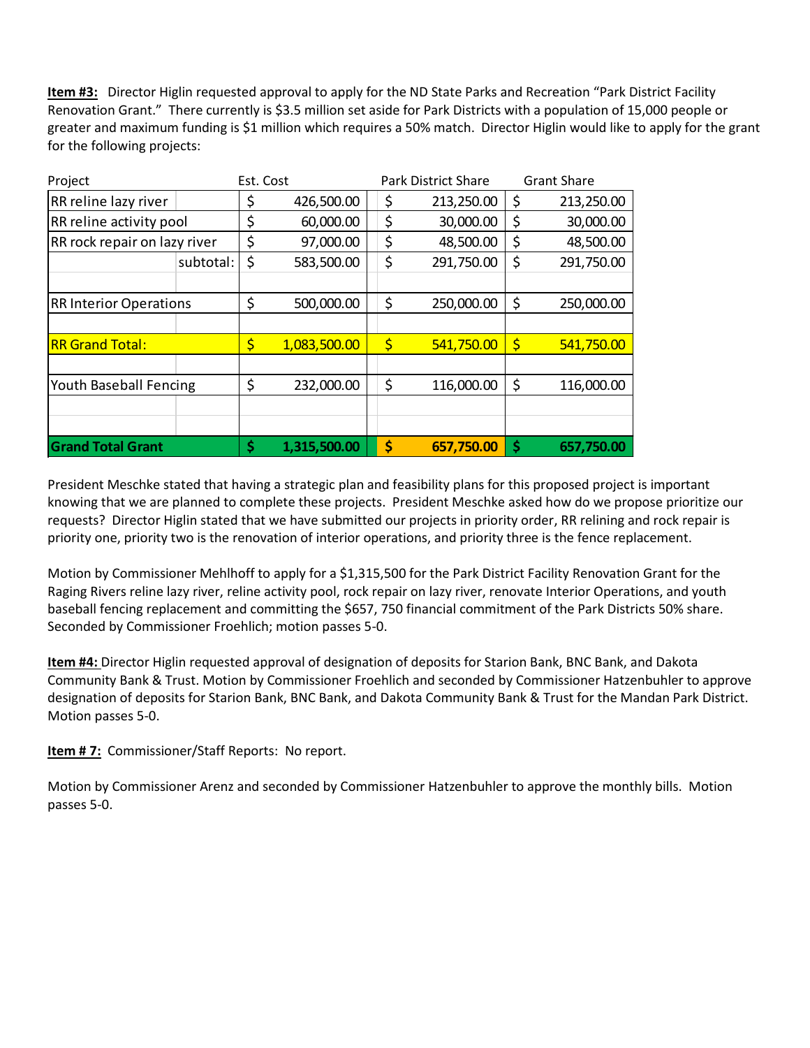**Item #3:** Director Higlin requested approval to apply for the ND State Parks and Recreation "Park District Facility Renovation Grant." There currently is $3.5 million set aside for Park Districts with a population of 15,000 people or greater and maximum funding is $1 million which requires a 50% match. Director Higlin would like to apply for the grant for the following projects:

| Project | | Est. Cost | Park District Share | Grant Share |
|---|---|---|---|---|
| RR reline lazy river | | $ 426,500.00 | $ 213,250.00 | $ 213,250.00 |
| RR reline activity pool | | $ 60,000.00 | $ 30,000.00 | $ 30,000.00 |
| RR rock repair on lazy river | | $ 97,000.00 | $ 48,500.00 | $ 48,500.00 |
| | subtotal: | $ 583,500.00 | $ 291,750.00 | $ 291,750.00 |
| | | | | |
| RR Interior Operations | | $ 500,000.00 | $ 250,000.00 | $ 250,000.00 |
| | | | | |
| RR Grand Total: | | $ 1,083,500.00 | $ 541,750.00 | $ 541,750.00 |
| | | | | |
| Youth Baseball Fencing | | $ 232,000.00 | $ 116,000.00 | $ 116,000.00 |
| | | | | |
| | | | | |
| **Grand Total Grant** | | **$ 1,315,500.00** | **$ 657,750.00** | **$ 657,750.00** |

President Meschke stated that having a strategic plan and feasibility plans for this proposed project is important knowing that we are planned to complete these projects. President Meschke asked how do we propose prioritize our requests? Director Higlin stated that we have submitted our projects in priority order, RR relining and rock repair is priority one, priority two is the renovation of interior operations, and priority three is the fence replacement.

Motion by Commissioner Mehlhoff to apply for a $1,315,500 for the Park District Facility Renovation Grant for the Raging Rivers reline lazy river, reline activity pool, rock repair on lazy river, renovate Interior Operations, and youth baseball fencing replacement and committing the $657, 750 financial commitment of the Park Districts 50% share. Seconded by Commissioner Froehlich; motion passes 5-0.

**Item #4:** Director Higlin requested approval of designation of deposits for Starion Bank, BNC Bank, and Dakota Community Bank & Trust. Motion by Commissioner Froehlich and seconded by Commissioner Hatzenbuhler to approve designation of deposits for Starion Bank, BNC Bank, and Dakota Community Bank & Trust for the Mandan Park District. Motion passes 5-0.

**Item # 7:** Commissioner/Staff Reports: No report.

Motion by Commissioner Arenz and seconded by Commissioner Hatzenbuhler to approve the monthly bills. Motion passes 5-0.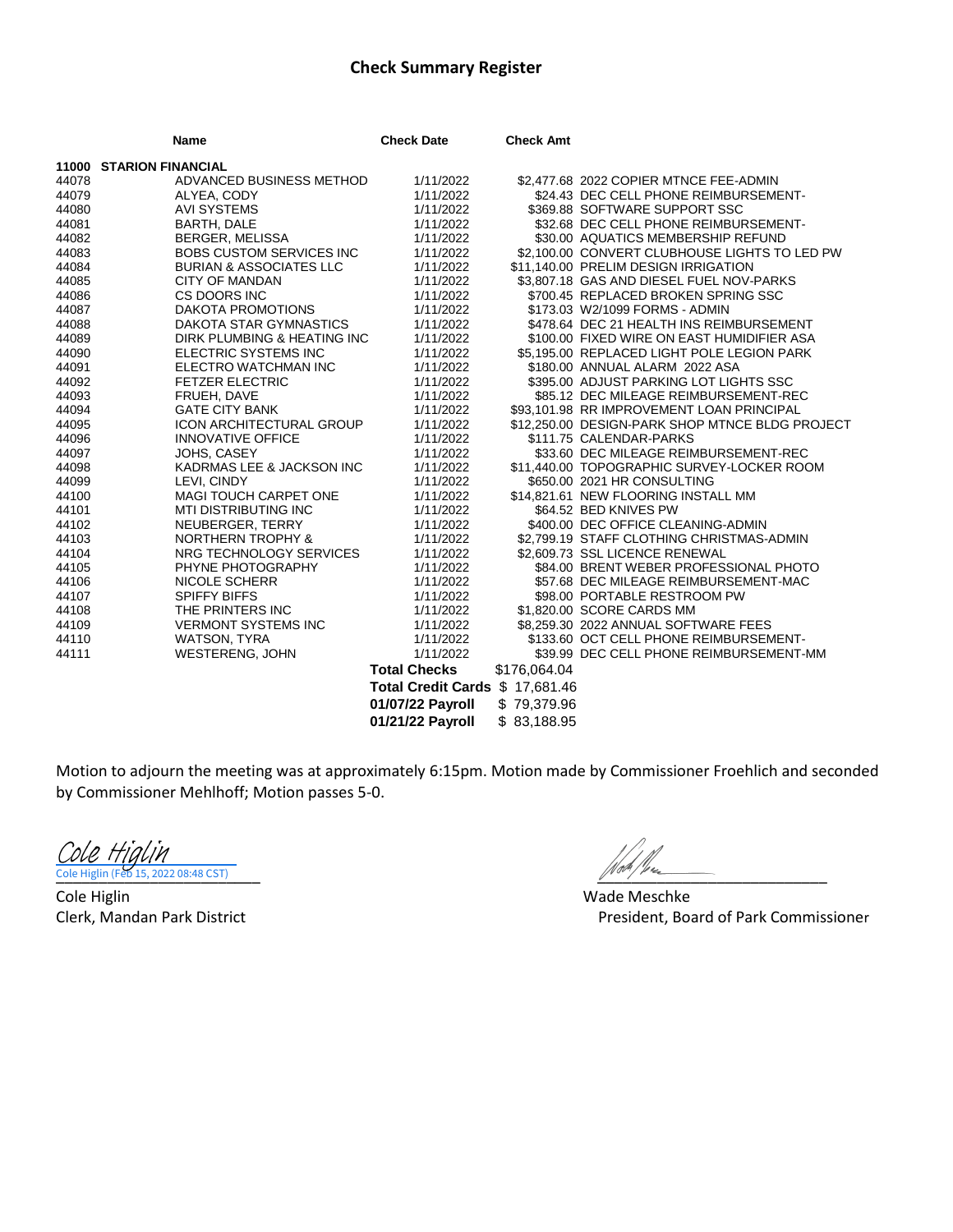## Check Summary Register

| | Name | Check Date | Check Amt | |
|---|---|---|---|---|
| **11000** | **STARION FINANCIAL** | | | |
| 44078 | ADVANCED BUSINESS METHOD | 1/11/2022 | $2,477.68 | 2022 COPIER MTNCE FEE-ADMIN |
| 44079 | ALYEA, CODY | 1/11/2022 | $24.43 | DEC CELL PHONE REIMBURSEMENT- |
| 44080 | AVI SYSTEMS | 1/11/2022 | $369.88 | SOFTWARE SUPPORT SSC |
| 44081 | BARTH, DALE | 1/11/2022 | $32.68 | DEC CELL PHONE REIMBURSEMENT- |
| 44082 | BERGER, MELISSA | 1/11/2022 | $30.00 | AQUATICS MEMBERSHIP REFUND |
| 44083 | BOBS CUSTOM SERVICES INC | 1/11/2022 | $2,100.00 | CONVERT CLUBHOUSE LIGHTS TO LED PW |
| 44084 | BURIAN & ASSOCIATES LLC | 1/11/2022 | $11,140.00 | PRELIM DESIGN IRRIGATION |
| 44085 | CITY OF MANDAN | 1/11/2022 | $3,807.18 | GAS AND DIESEL FUEL NOV-PARKS |
| 44086 | CS DOORS INC | 1/11/2022 | $700.45 | REPLACED BROKEN SPRING SSC |
| 44087 | DAKOTA PROMOTIONS | 1/11/2022 | $173.03 | W2/1099 FORMS - ADMIN |
| 44088 | DAKOTA STAR GYMNASTICS | 1/11/2022 | $478.64 | DEC 21 HEALTH INS REIMBURSEMENT |
| 44089 | DIRK PLUMBING & HEATING INC | 1/11/2022 | $100.00 | FIXED WIRE ON EAST HUMIDIFIER ASA |
| 44090 | ELECTRIC SYSTEMS INC | 1/11/2022 | $5,195.00 | REPLACED LIGHT POLE LEGION PARK |
| 44091 | ELECTRO WATCHMAN INC | 1/11/2022 | $180.00 | ANNUAL ALARM 2022 ASA |
| 44092 | FETZER ELECTRIC | 1/11/2022 | $395.00 | ADJUST PARKING LOT LIGHTS SSC |
| 44093 | FRUEH, DAVE | 1/11/2022 | $85.12 | DEC MILEAGE REIMBURSEMENT-REC |
| 44094 | GATE CITY BANK | 1/11/2022 | $93,101.98 | RR IMPROVEMENT LOAN PRINCIPAL |
| 44095 | ICON ARCHITECTURAL GROUP | 1/11/2022 | $12,250.00 | DESIGN-PARK SHOP MTNCE BLDG PROJECT |
| 44096 | INNOVATIVE OFFICE | 1/11/2022 | $111.75 | CALENDAR-PARKS |
| 44097 | JOHS, CASEY | 1/11/2022 | $33.60 | DEC MILEAGE REIMBURSEMENT-REC |
| 44098 | KADRMAS LEE & JACKSON INC | 1/11/2022 | $11,440.00 | TOPOGRAPHIC SURVEY-LOCKER ROOM |
| 44099 | LEVI, CINDY | 1/11/2022 | $650.00 | 2021 HR CONSULTING |
| 44100 | MAGI TOUCH CARPET ONE | 1/11/2022 | $14,821.61 | NEW FLOORING INSTALL MM |
| 44101 | MTI DISTRIBUTING INC | 1/11/2022 | $64.52 | BED KNIVES PW |
| 44102 | NEUBERGER, TERRY | 1/11/2022 | $400.00 | DEC OFFICE CLEANING-ADMIN |
| 44103 | NORTHERN TROPHY & | 1/11/2022 | $2,799.19 | STAFF CLOTHING CHRISTMAS-ADMIN |
| 44104 | NRG TECHNOLOGY SERVICES | 1/11/2022 | $2,609.73 | SSL LICENCE RENEWAL |
| 44105 | PHYNE PHOTOGRAPHY | 1/11/2022 | $84.00 | BRENT WEBER PROFESSIONAL PHOTO |
| 44106 | NICOLE SCHERR | 1/11/2022 | $57.68 | DEC MILEAGE REIMBURSEMENT-MAC |
| 44107 | SPIFFY BIFFS | 1/11/2022 | $98.00 | PORTABLE RESTROOM PW |
| 44108 | THE PRINTERS INC | 1/11/2022 | $1,820.00 | SCORE CARDS MM |
| 44109 | VERMONT SYSTEMS INC | 1/11/2022 | $8,259.30 | 2022 ANNUAL SOFTWARE FEES |
| 44110 | WATSON, TYRA | 1/11/2022 | $133.60 | OCT CELL PHONE REIMBURSEMENT- |
| 44111 | WESTERENG, JOHN | 1/11/2022 | $39.99 | DEC CELL PHONE REIMBURSEMENT-MM |
| | | **Total Checks** | $176,064.04 | |
| | | **Total Credit Cards** | $ 17,681.46 | |
| | | **01/07/22 Payroll** | $ 79,379.96 | |
| | | **01/21/22 Payroll** | $ 83,188.95 | |

Motion to adjourn the meeting was at approximately 6:15pm. Motion made by Commissioner Froehlich and seconded by Commissioner Mehlhoff; Motion passes 5-0.

Cole Higlin
Cole Higlin (Feb 15, 2022 08:48 CST)

Cole Higlin
Clerk, Mandan Park District

Wade Meschke
President, Board of Park Commissioner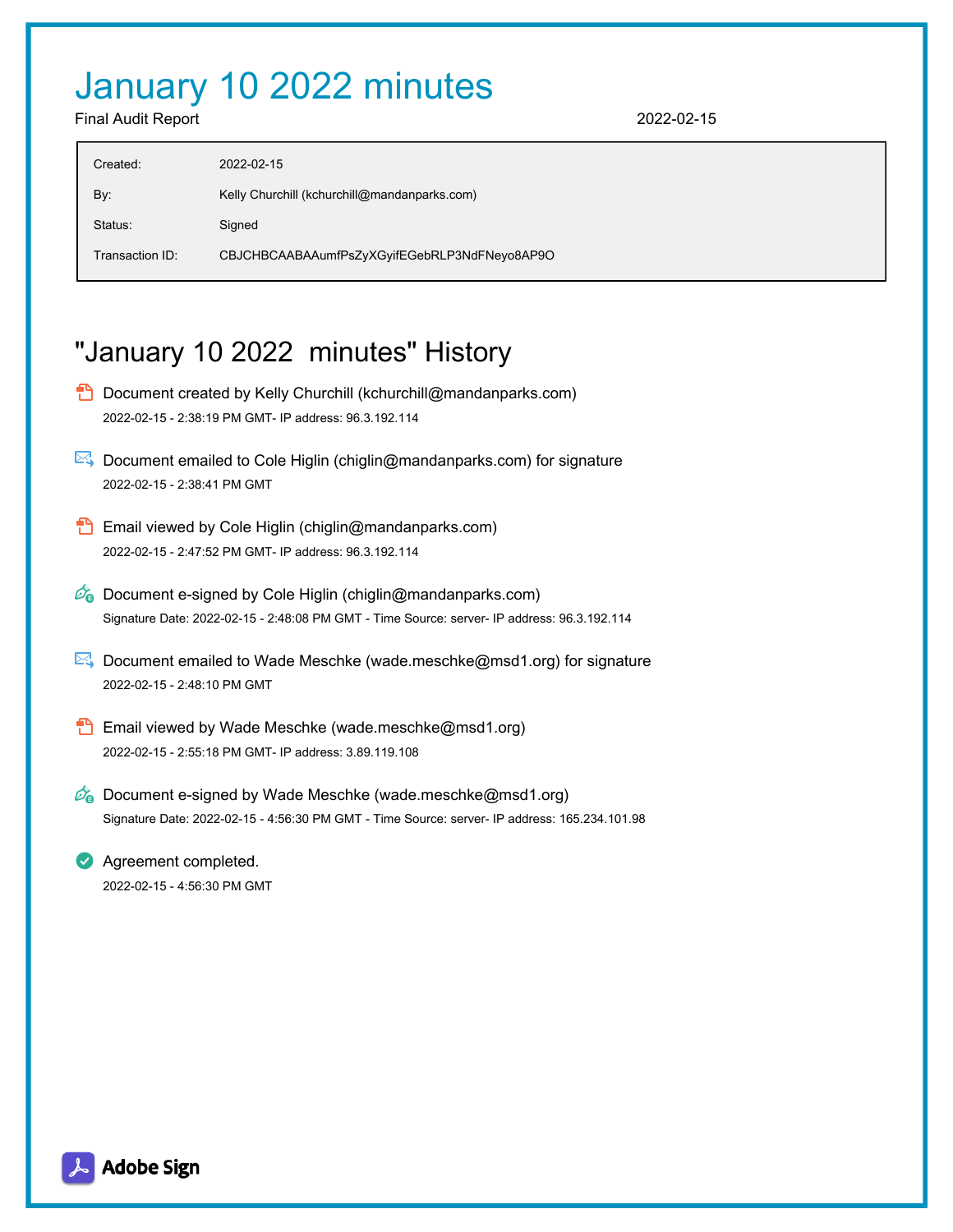# January 10 2022 minutes

Final Audit Report 2022-02-15

| | |
|---|---|
| Created: | 2022-02-15 |
| By: | Kelly Churchill (kchurchill@mandanparks.com) |
| Status: | Signed |
| Transaction ID: | CBJCHBCAABAAumfPsZyXGyifEGebRLP3NdFNeyo8AP9O |

## "January 10 2022 minutes" History

- Document created by Kelly Churchill (kchurchill@mandanparks.com)
  2022-02-15 - 2:38:19 PM GMT- IP address: 96.3.192.114

- Document emailed to Cole Higlin (chiglin@mandanparks.com) for signature
  2022-02-15 - 2:38:41 PM GMT

- Email viewed by Cole Higlin (chiglin@mandanparks.com)
  2022-02-15 - 2:47:52 PM GMT- IP address: 96.3.192.114

- Document e-signed by Cole Higlin (chiglin@mandanparks.com)
  Signature Date: 2022-02-15 - 2:48:08 PM GMT - Time Source: server- IP address: 96.3.192.114

- Document emailed to Wade Meschke (wade.meschke@msd1.org) for signature
  2022-02-15 - 2:48:10 PM GMT

- Email viewed by Wade Meschke (wade.meschke@msd1.org)
  2022-02-15 - 2:55:18 PM GMT- IP address: 3.89.119.108

- Document e-signed by Wade Meschke (wade.meschke@msd1.org)
  Signature Date: 2022-02-15 - 4:56:30 PM GMT - Time Source: server- IP address: 165.234.101.98

- Agreement completed.
  2022-02-15 - 4:56:30 PM GMT

Adobe Sign